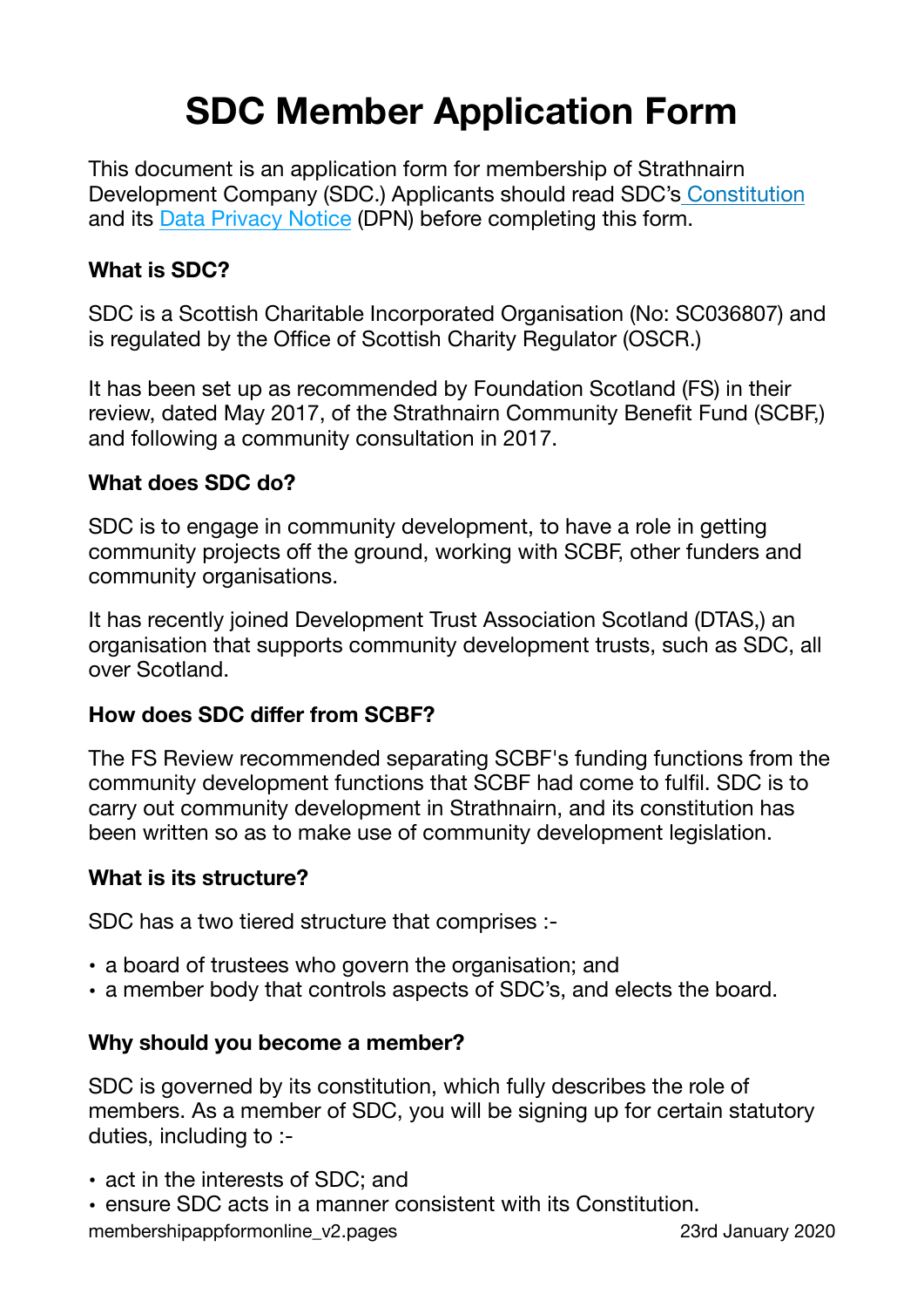# SDC Member Application Form

This document is an application form for membership of Strathnairn Development Company (SDC.) Applicants should read SDC's Constitution and its Data Privacy Notice (DPN) before completing this form.

### What is SDC?

SDC is a Scottish Charitable Incorporated Organisation (No: SC036807) and is regulated by the Office of Scottish Charity Regulator (OSCR.)

It has been set up as recommended by Foundation Scotland (FS) in their review, dated May 2017, of the Strathnairn Community Benefit Fund (SCBF,) and following a community consultation in 2017.

### What does SDC do?

SDC is to engage in community development, to have a role in getting community projects off the ground, working with SCBF, other funders and community organisations.

It has recently joined Development Trust Association Scotland (DTAS,) an organisation that supports community development trusts, such as SDC, all over Scotland.

### How does SDC differ from SCBF?

The FS Review recommended separating SCBF's funding functions from the community development functions that SCBF had come to fulfil. SDC is to carry out community development in Strathnairn, and its constitution has been written so as to make use of community development legislation.

### What is its structure?

SDC has a two tiered structure that comprises :-

- a board of trustees who govern the organisation; and
- a member body that controls aspects of SDC's, and elects the board.

### Why should you become a member?

SDC is governed by its constitution, which fully describes the role of members. As a member of SDC, you will be signing up for certain statutory duties, including to :-

- act in the interests of SDC; and
- ensure SDC acts in a manner consistent with its Constitution.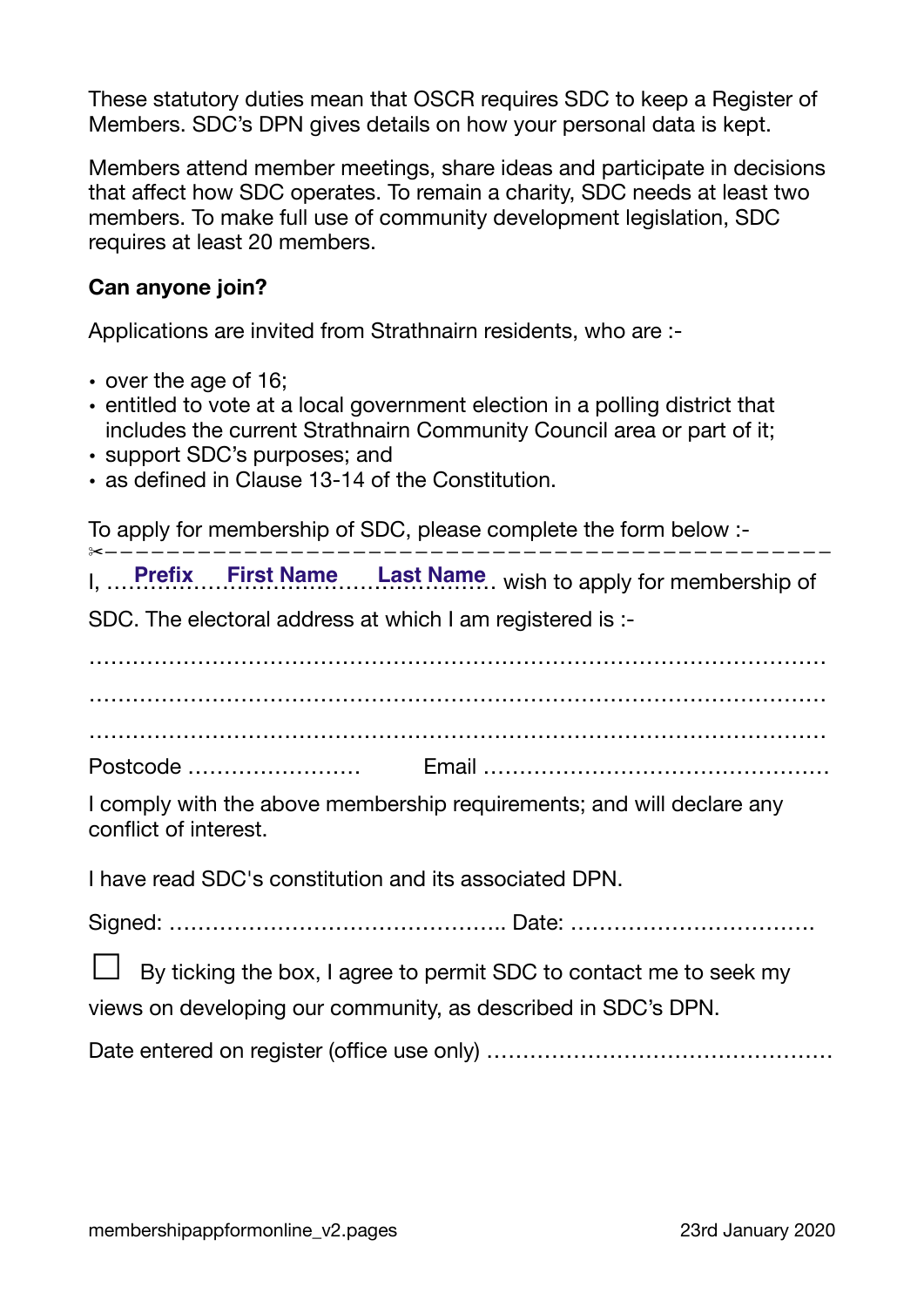These statutory duties mean that OSCR requires SDC to keep a Register of Members. SDC's DPN gives details on how your personal data is kept.

Members attend member meetings, share ideas and participate in decisions that affect how SDC operates. To remain a charity, SDC needs at least two members. To make full use of community development legislation, SDC requires at least 20 members.

**Can anyone join?**

Applications are invited from Strathnairn residents, who are :-

- over the age of 16;
- entitled to vote at a local government election in a polling district that includes the current Strathnairn Community Council area or part of it;
- support SDC's purposes; and
- as defined in Clause 13-14 of the Constitution.

To apply for membership of SDC, please complete the form below :-

✂- - - - - - - - - - - - - - - - - - - - - - - - - - - - - - - - - - - - - - - - - - - - - - - -

I, ……Prefix……First Name……Last Name…… wish to apply for membership of SDC. The electoral address at which I am registered is :-

………………………………………………………………………………………

………………………………………………………………………………………

………………………………………………………………………………………

Postcode ……………………    Email …………………………………………

I comply with the above membership requirements; and will declare any conflict of interest.

I have read SDC's constitution and its associated DPN.

Signed: ……………………………………….. Date: ……………………………

☐ By ticking the box, I agree to permit SDC to contact me to seek my views on developing our community, as described in SDC's DPN.

Date entered on register (office use only) …………………………………………

membershipappformonline_v2.pages    23rd January 2020